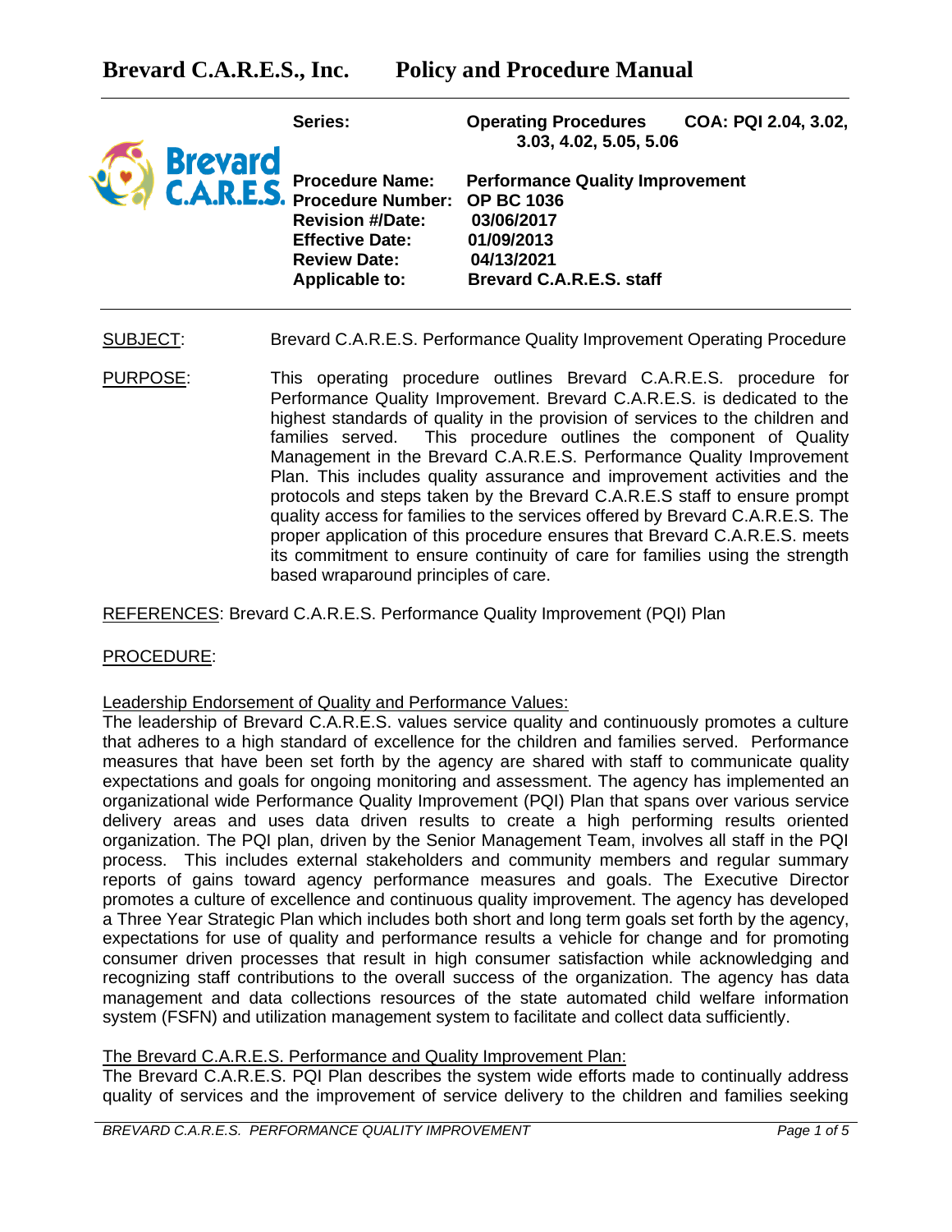# Brevard C.A.R.E.S., Inc. Policy and Procedure Manual

| | | |
|---|---|---|
| **Series:** | **Operating Procedures** | **COA: PQI 2.04, 3.02, 3.03, 4.02, 5.05, 5.06** |
| **Procedure Name:** | **Performance Quality Improvement** | |
| **Procedure Number:** | **OP BC 1036** | |
| **Revision #/Date:** | **03/06/2017** | |
| **Effective Date:** | **01/09/2013** | |
| **Review Date:** | **04/13/2021** | |
| **Applicable to:** | **Brevard C.A.R.E.S. staff** | |

<u>SUBJECT</u>: Brevard C.A.R.E.S. Performance Quality Improvement Operating Procedure

<u>PURPOSE</u>: This operating procedure outlines Brevard C.A.R.E.S. procedure for Performance Quality Improvement. Brevard C.A.R.E.S. is dedicated to the highest standards of quality in the provision of services to the children and families served. This procedure outlines the component of Quality Management in the Brevard C.A.R.E.S. Performance Quality Improvement Plan. This includes quality assurance and improvement activities and the protocols and steps taken by the Brevard C.A.R.E.S staff to ensure prompt quality access for families to the services offered by Brevard C.A.R.E.S. The proper application of this procedure ensures that Brevard C.A.R.E.S. meets its commitment to ensure continuity of care for families using the strength based wraparound principles of care.

<u>REFERENCES</u>: Brevard C.A.R.E.S. Performance Quality Improvement (PQI) Plan

<u>PROCEDURE</u>:

<u>Leadership Endorsement of Quality and Performance Values:</u>

The leadership of Brevard C.A.R.E.S. values service quality and continuously promotes a culture that adheres to a high standard of excellence for the children and families served. Performance measures that have been set forth by the agency are shared with staff to communicate quality expectations and goals for ongoing monitoring and assessment. The agency has implemented an organizational wide Performance Quality Improvement (PQI) Plan that spans over various service delivery areas and uses data driven results to create a high performing results oriented organization. The PQI plan, driven by the Senior Management Team, involves all staff in the PQI process. This includes external stakeholders and community members and regular summary reports of gains toward agency performance measures and goals. The Executive Director promotes a culture of excellence and continuous quality improvement. The agency has developed a Three Year Strategic Plan which includes both short and long term goals set forth by the agency, expectations for use of quality and performance results a vehicle for change and for promoting consumer driven processes that result in high consumer satisfaction while acknowledging and recognizing staff contributions to the overall success of the organization. The agency has data management and data collections resources of the state automated child welfare information system (FSFN) and utilization management system to facilitate and collect data sufficiently.

<u>The Brevard C.A.R.E.S. Performance and Quality Improvement Plan:</u>

The Brevard C.A.R.E.S. PQI Plan describes the system wide efforts made to continually address quality of services and the improvement of service delivery to the children and families seeking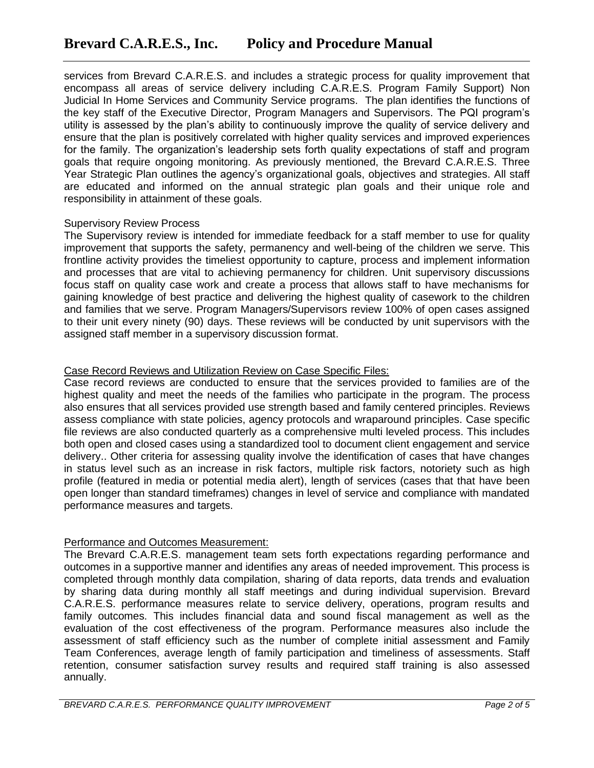services from Brevard C.A.R.E.S. and includes a strategic process for quality improvement that encompass all areas of service delivery including C.A.R.E.S. Program Family Support) Non Judicial In Home Services and Community Service programs. The plan identifies the functions of the key staff of the Executive Director, Program Managers and Supervisors. The PQI program's utility is assessed by the plan's ability to continuously improve the quality of service delivery and ensure that the plan is positively correlated with higher quality services and improved experiences for the family. The organization's leadership sets forth quality expectations of staff and program goals that require ongoing monitoring. As previously mentioned, the Brevard C.A.R.E.S. Three Year Strategic Plan outlines the agency's organizational goals, objectives and strategies. All staff are educated and informed on the annual strategic plan goals and their unique role and responsibility in attainment of these goals.

Supervisory Review Process

The Supervisory review is intended for immediate feedback for a staff member to use for quality improvement that supports the safety, permanency and well-being of the children we serve. This frontline activity provides the timeliest opportunity to capture, process and implement information and processes that are vital to achieving permanency for children. Unit supervisory discussions focus staff on quality case work and create a process that allows staff to have mechanisms for gaining knowledge of best practice and delivering the highest quality of casework to the children and families that we serve. Program Managers/Supervisors review 100% of open cases assigned to their unit every ninety (90) days. These reviews will be conducted by unit supervisors with the assigned staff member in a supervisory discussion format.

<u>Case Record Reviews and Utilization Review on Case Specific Files:</u>

Case record reviews are conducted to ensure that the services provided to families are of the highest quality and meet the needs of the families who participate in the program. The process also ensures that all services provided use strength based and family centered principles. Reviews assess compliance with state policies, agency protocols and wraparound principles. Case specific file reviews are also conducted quarterly as a comprehensive multi leveled process. This includes both open and closed cases using a standardized tool to document client engagement and service delivery.. Other criteria for assessing quality involve the identification of cases that have changes in status level such as an increase in risk factors, multiple risk factors, notoriety such as high profile (featured in media or potential media alert), length of services (cases that that have been open longer than standard timeframes) changes in level of service and compliance with mandated performance measures and targets.

<u>Performance and Outcomes Measurement:</u>

The Brevard C.A.R.E.S. management team sets forth expectations regarding performance and outcomes in a supportive manner and identifies any areas of needed improvement. This process is completed through monthly data compilation, sharing of data reports, data trends and evaluation by sharing data during monthly all staff meetings and during individual supervision. Brevard C.A.R.E.S. performance measures relate to service delivery, operations, program results and family outcomes. This includes financial data and sound fiscal management as well as the evaluation of the cost effectiveness of the program. Performance measures also include the assessment of staff efficiency such as the number of complete initial assessment and Family Team Conferences, average length of family participation and timeliness of assessments. Staff retention, consumer satisfaction survey results and required staff training is also assessed annually.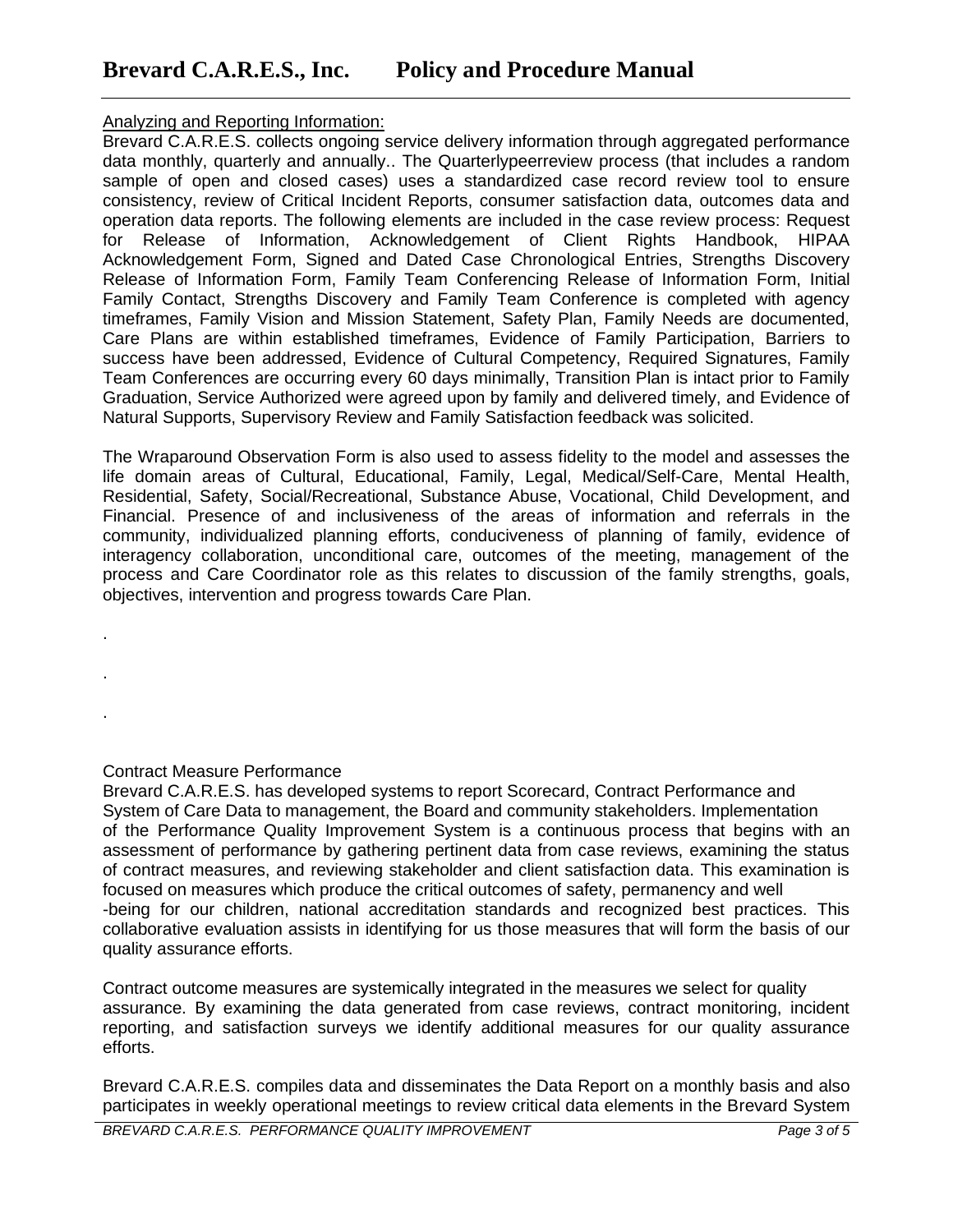Analyzing and Reporting Information:

Brevard C.A.R.E.S. collects ongoing service delivery information through aggregated performance data monthly, quarterly and annually.. The Quarterlypeerreview process (that includes a random sample of open and closed cases) uses a standardized case record review tool to ensure consistency, review of Critical Incident Reports, consumer satisfaction data, outcomes data and operation data reports. The following elements are included in the case review process: Request for Release of Information, Acknowledgement of Client Rights Handbook, HIPAA Acknowledgement Form, Signed and Dated Case Chronological Entries, Strengths Discovery Release of Information Form, Family Team Conferencing Release of Information Form, Initial Family Contact, Strengths Discovery and Family Team Conference is completed with agency timeframes, Family Vision and Mission Statement, Safety Plan, Family Needs are documented, Care Plans are within established timeframes, Evidence of Family Participation, Barriers to success have been addressed, Evidence of Cultural Competency, Required Signatures, Family Team Conferences are occurring every 60 days minimally, Transition Plan is intact prior to Family Graduation, Service Authorized were agreed upon by family and delivered timely, and Evidence of Natural Supports, Supervisory Review and Family Satisfaction feedback was solicited.

The Wraparound Observation Form is also used to assess fidelity to the model and assesses the life domain areas of Cultural, Educational, Family, Legal, Medical/Self-Care, Mental Health, Residential, Safety, Social/Recreational, Substance Abuse, Vocational, Child Development, and Financial. Presence of and inclusiveness of the areas of information and referrals in the community, individualized planning efforts, conduciveness of planning of family, evidence of interagency collaboration, unconditional care, outcomes of the meeting, management of the process and Care Coordinator role as this relates to discussion of the family strengths, goals, objectives, intervention and progress towards Care Plan.

.

.

.

Contract Measure Performance

Brevard C.A.R.E.S. has developed systems to report Scorecard, Contract Performance and System of Care Data to management, the Board and community stakeholders. Implementation of the Performance Quality Improvement System is a continuous process that begins with an assessment of performance by gathering pertinent data from case reviews, examining the status of contract measures, and reviewing stakeholder and client satisfaction data. This examination is focused on measures which produce the critical outcomes of safety, permanency and well -being for our children, national accreditation standards and recognized best practices. This collaborative evaluation assists in identifying for us those measures that will form the basis of our quality assurance efforts.

Contract outcome measures are systemically integrated in the measures we select for quality assurance. By examining the data generated from case reviews, contract monitoring, incident reporting, and satisfaction surveys we identify additional measures for our quality assurance efforts.

Brevard C.A.R.E.S. compiles data and disseminates the Data Report on a monthly basis and also participates in weekly operational meetings to review critical data elements in the Brevard System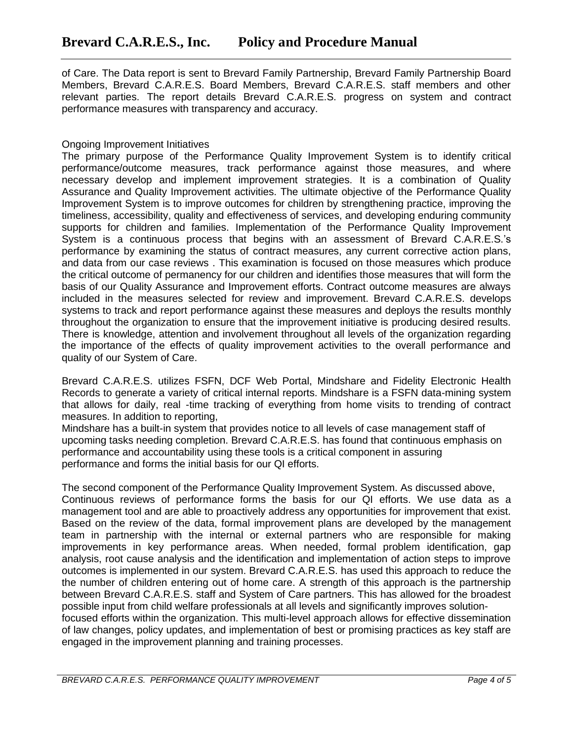of Care. The Data report is sent to Brevard Family Partnership, Brevard Family Partnership Board Members, Brevard C.A.R.E.S. Board Members, Brevard C.A.R.E.S. staff members and other relevant parties. The report details Brevard C.A.R.E.S. progress on system and contract performance measures with transparency and accuracy.

Ongoing Improvement Initiatives

The primary purpose of the Performance Quality Improvement System is to identify critical performance/outcome measures, track performance against those measures, and where necessary develop and implement improvement strategies. It is a combination of Quality Assurance and Quality Improvement activities. The ultimate objective of the Performance Quality Improvement System is to improve outcomes for children by strengthening practice, improving the timeliness, accessibility, quality and effectiveness of services, and developing enduring community supports for children and families. Implementation of the Performance Quality Improvement System is a continuous process that begins with an assessment of Brevard C.A.R.E.S.'s performance by examining the status of contract measures, any current corrective action plans, and data from our case reviews . This examination is focused on those measures which produce the critical outcome of permanency for our children and identifies those measures that will form the basis of our Quality Assurance and Improvement efforts. Contract outcome measures are always included in the measures selected for review and improvement. Brevard C.A.R.E.S. develops systems to track and report performance against these measures and deploys the results monthly throughout the organization to ensure that the improvement initiative is producing desired results. There is knowledge, attention and involvement throughout all levels of the organization regarding the importance of the effects of quality improvement activities to the overall performance and quality of our System of Care.

Brevard C.A.R.E.S. utilizes FSFN, DCF Web Portal, Mindshare and Fidelity Electronic Health Records to generate a variety of critical internal reports. Mindshare is a FSFN data-mining system that allows for daily, real -time tracking of everything from home visits to trending of contract measures. In addition to reporting,
Mindshare has a built-in system that provides notice to all levels of case management staff of upcoming tasks needing completion. Brevard C.A.R.E.S. has found that continuous emphasis on performance and accountability using these tools is a critical component in assuring performance and forms the initial basis for our QI efforts.

The second component of the Performance Quality Improvement System. As discussed above, Continuous reviews of performance forms the basis for our QI efforts. We use data as a management tool and are able to proactively address any opportunities for improvement that exist. Based on the review of the data, formal improvement plans are developed by the management team in partnership with the internal or external partners who are responsible for making improvements in key performance areas. When needed, formal problem identification, gap analysis, root cause analysis and the identification and implementation of action steps to improve outcomes is implemented in our system. Brevard C.A.R.E.S. has used this approach to reduce the the number of children entering out of home care. A strength of this approach is the partnership between Brevard C.A.R.E.S. staff and System of Care partners. This has allowed for the broadest possible input from child welfare professionals at all levels and significantly improves solution-focused efforts within the organization. This multi-level approach allows for effective dissemination of law changes, policy updates, and implementation of best or promising practices as key staff are engaged in the improvement planning and training processes.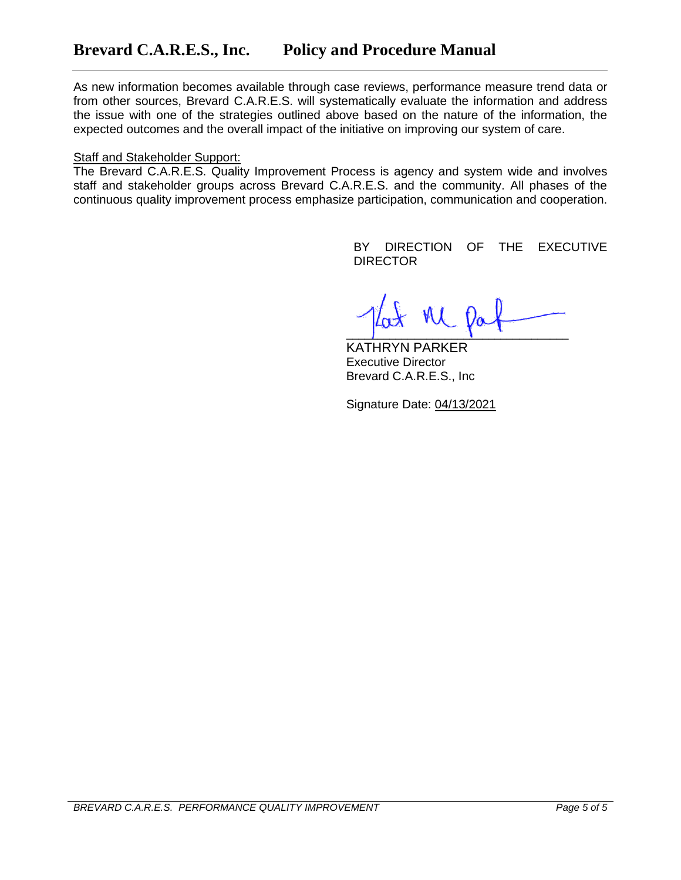As new information becomes available through case reviews, performance measure trend data or from other sources, Brevard C.A.R.E.S. will systematically evaluate the information and address the issue with one of the strategies outlined above based on the nature of the information, the expected outcomes and the overall impact of the initiative on improving our system of care.

Staff and Stakeholder Support:

The Brevard C.A.R.E.S. Quality Improvement Process is agency and system wide and involves staff and stakeholder groups across Brevard C.A.R.E.S. and the community. All phases of the continuous quality improvement process emphasize participation, communication and cooperation.

BY DIRECTION OF THE EXECUTIVE DIRECTOR

KATHRYN PARKER
Executive Director
Brevard C.A.R.E.S., Inc

Signature Date: 04/13/2021